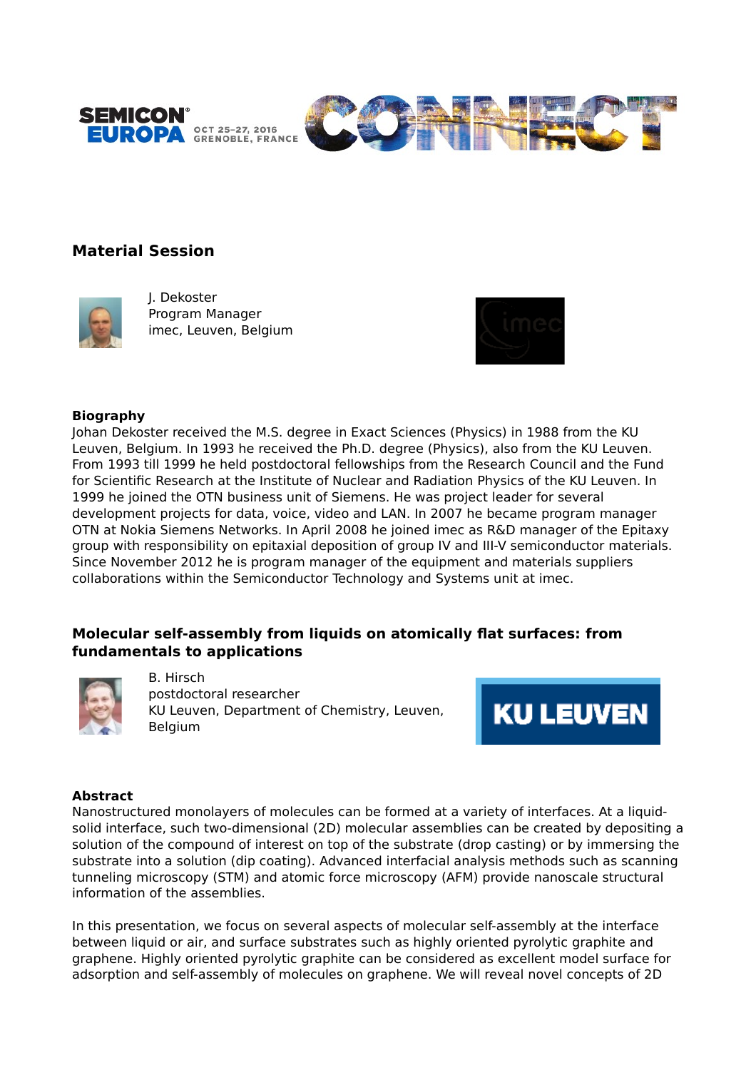## Material Session

J. Dekoster
Program Manager
imec, Leuven, Belgium

**Biography**
Johan Dekoster received the M.S. degree in Exact Sciences (Physics) in 1988 from the KU Leuven, Belgium. In 1993 he received the Ph.D. degree (Physics), also from the KU Leuven. From 1993 till 1999 he held postdoctoral fellowships from the Research Council and the Fund for Scientific Research at the Institute of Nuclear and Radiation Physics of the KU Leuven. In 1999 he joined the OTN business unit of Siemens. He was project leader for several development projects for data, voice, video and LAN. In 2007 he became program manager OTN at Nokia Siemens Networks. In April 2008 he joined imec as R&D manager of the Epitaxy group with responsibility on epitaxial deposition of group IV and III-V semiconductor materials. Since November 2012 he is program manager of the equipment and materials suppliers collaborations within the Semiconductor Technology and Systems unit at imec.

## Molecular self-assembly from liquids on atomically flat surfaces: from fundamentals to applications

B. Hirsch
postdoctoral researcher
KU Leuven, Department of Chemistry, Leuven, Belgium

**Abstract**
Nanostructured monolayers of molecules can be formed at a variety of interfaces. At a liquid-solid interface, such two-dimensional (2D) molecular assemblies can be created by depositing a solution of the compound of interest on top of the substrate (drop casting) or by immersing the substrate into a solution (dip coating). Advanced interfacial analysis methods such as scanning tunneling microscopy (STM) and atomic force microscopy (AFM) provide nanoscale structural information of the assemblies.

In this presentation, we focus on several aspects of molecular self-assembly at the interface between liquid or air, and surface substrates such as highly oriented pyrolytic graphite and graphene. Highly oriented pyrolytic graphite can be considered as excellent model surface for adsorption and self-assembly of molecules on graphene. We will reveal novel concepts of 2D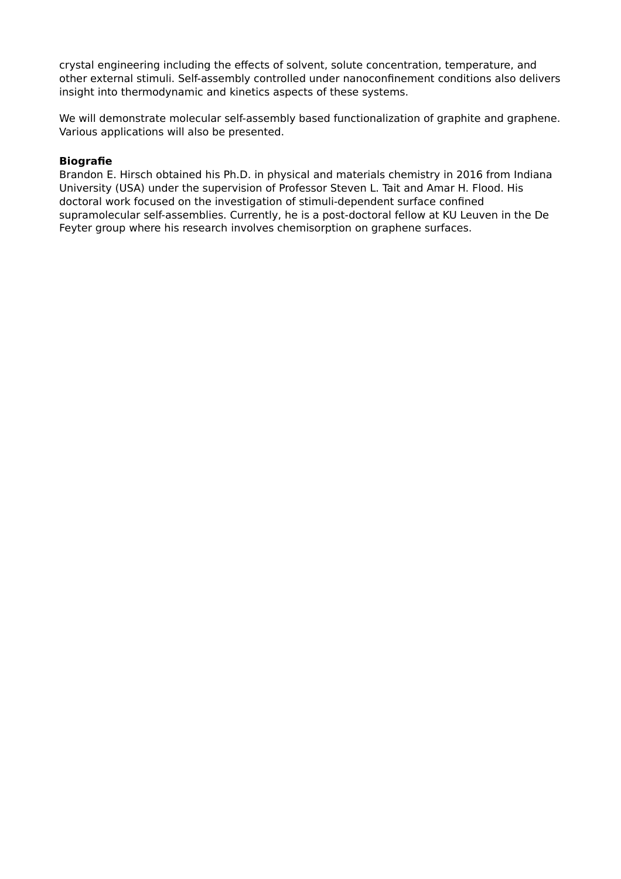crystal engineering including the effects of solvent, solute concentration, temperature, and other external stimuli. Self-assembly controlled under nanoconfinement conditions also delivers insight into thermodynamic and kinetics aspects of these systems.

We will demonstrate molecular self-assembly based functionalization of graphite and graphene. Various applications will also be presented.

**Biografie**

Brandon E. Hirsch obtained his Ph.D. in physical and materials chemistry in 2016 from Indiana University (USA) under the supervision of Professor Steven L. Tait and Amar H. Flood. His doctoral work focused on the investigation of stimuli-dependent surface confined supramolecular self-assemblies. Currently, he is a post-doctoral fellow at KU Leuven in the De Feyter group where his research involves chemisorption on graphene surfaces.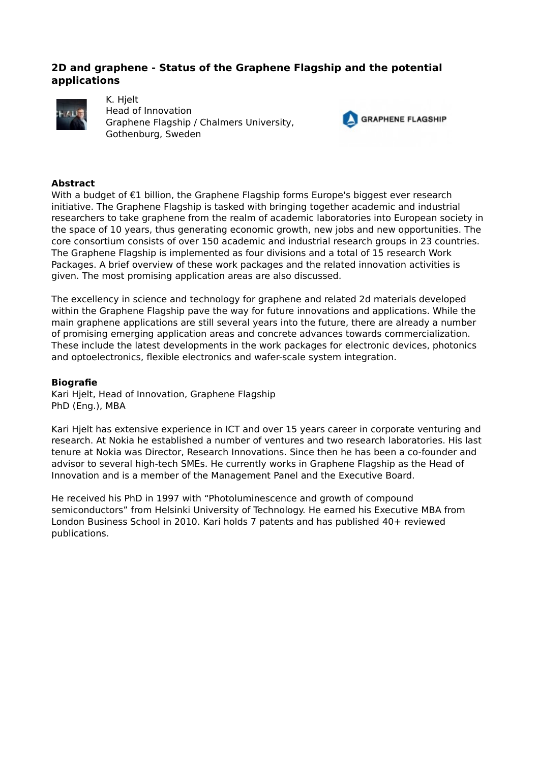## 2D and graphene - Status of the Graphene Flagship and the potential applications

K. Hjelt
Head of Innovation
Graphene Flagship / Chalmers University,
Gothenburg, Sweden

**Abstract**

With a budget of €1 billion, the Graphene Flagship forms Europe's biggest ever research initiative. The Graphene Flagship is tasked with bringing together academic and industrial researchers to take graphene from the realm of academic laboratories into European society in the space of 10 years, thus generating economic growth, new jobs and new opportunities. The core consortium consists of over 150 academic and industrial research groups in 23 countries. The Graphene Flagship is implemented as four divisions and a total of 15 research Work Packages. A brief overview of these work packages and the related innovation activities is given. The most promising application areas are also discussed.

The excellency in science and technology for graphene and related 2d materials developed within the Graphene Flagship pave the way for future innovations and applications. While the main graphene applications are still several years into the future, there are already a number of promising emerging application areas and concrete advances towards commercialization. These include the latest developments in the work packages for electronic devices, photonics and optoelectronics, flexible electronics and wafer-scale system integration.

**Biografie**

Kari Hjelt, Head of Innovation, Graphene Flagship
PhD (Eng.), MBA

Kari Hjelt has extensive experience in ICT and over 15 years career in corporate venturing and research. At Nokia he established a number of ventures and two research laboratories. His last tenure at Nokia was Director, Research Innovations. Since then he has been a co-founder and advisor to several high-tech SMEs. He currently works in Graphene Flagship as the Head of Innovation and is a member of the Management Panel and the Executive Board.

He received his PhD in 1997 with “Photoluminescence and growth of compound semiconductors” from Helsinki University of Technology. He earned his Executive MBA from London Business School in 2010. Kari holds 7 patents and has published 40+ reviewed publications.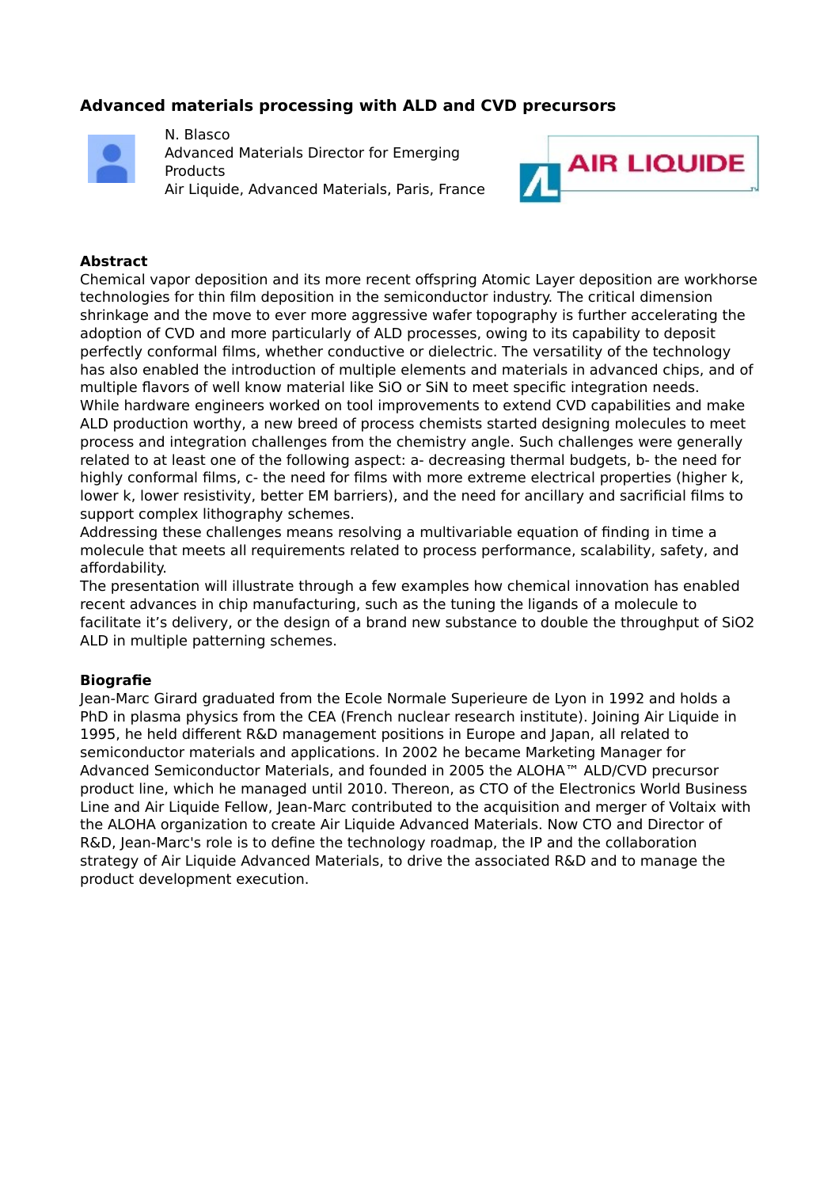## Advanced materials processing with ALD and CVD precursors

N. Blasco
Advanced Materials Director for Emerging Products
Air Liquide, Advanced Materials, Paris, France

### Abstract

Chemical vapor deposition and its more recent offspring Atomic Layer deposition are workhorse technologies for thin film deposition in the semiconductor industry. The critical dimension shrinkage and the move to ever more aggressive wafer topography is further accelerating the adoption of CVD and more particularly of ALD processes, owing to its capability to deposit perfectly conformal films, whether conductive or dielectric. The versatility of the technology has also enabled the introduction of multiple elements and materials in advanced chips, and of multiple flavors of well know material like SiO or SiN to meet specific integration needs.
While hardware engineers worked on tool improvements to extend CVD capabilities and make ALD production worthy, a new breed of process chemists started designing molecules to meet process and integration challenges from the chemistry angle. Such challenges were generally related to at least one of the following aspect: a- decreasing thermal budgets, b- the need for highly conformal films, c- the need for films with more extreme electrical properties (higher k, lower k, lower resistivity, better EM barriers), and the need for ancillary and sacrificial films to support complex lithography schemes.
Addressing these challenges means resolving a multivariable equation of finding in time a molecule that meets all requirements related to process performance, scalability, safety, and affordability.
The presentation will illustrate through a few examples how chemical innovation has enabled recent advances in chip manufacturing, such as the tuning the ligands of a molecule to facilitate it's delivery, or the design of a brand new substance to double the throughput of $SiO_2$ ALD in multiple patterning schemes.

### Biografie

Jean-Marc Girard graduated from the Ecole Normale Superieure de Lyon in 1992 and holds a PhD in plasma physics from the CEA (French nuclear research institute). Joining Air Liquide in 1995, he held different R&D management positions in Europe and Japan, all related to semiconductor materials and applications. In 2002 he became Marketing Manager for Advanced Semiconductor Materials, and founded in 2005 the ALOHA™ ALD/CVD precursor product line, which he managed until 2010. Thereon, as CTO of the Electronics World Business Line and Air Liquide Fellow, Jean-Marc contributed to the acquisition and merger of Voltaix with the ALOHA organization to create Air Liquide Advanced Materials. Now CTO and Director of R&D, Jean-Marc's role is to define the technology roadmap, the IP and the collaboration strategy of Air Liquide Advanced Materials, to drive the associated R&D and to manage the product development execution.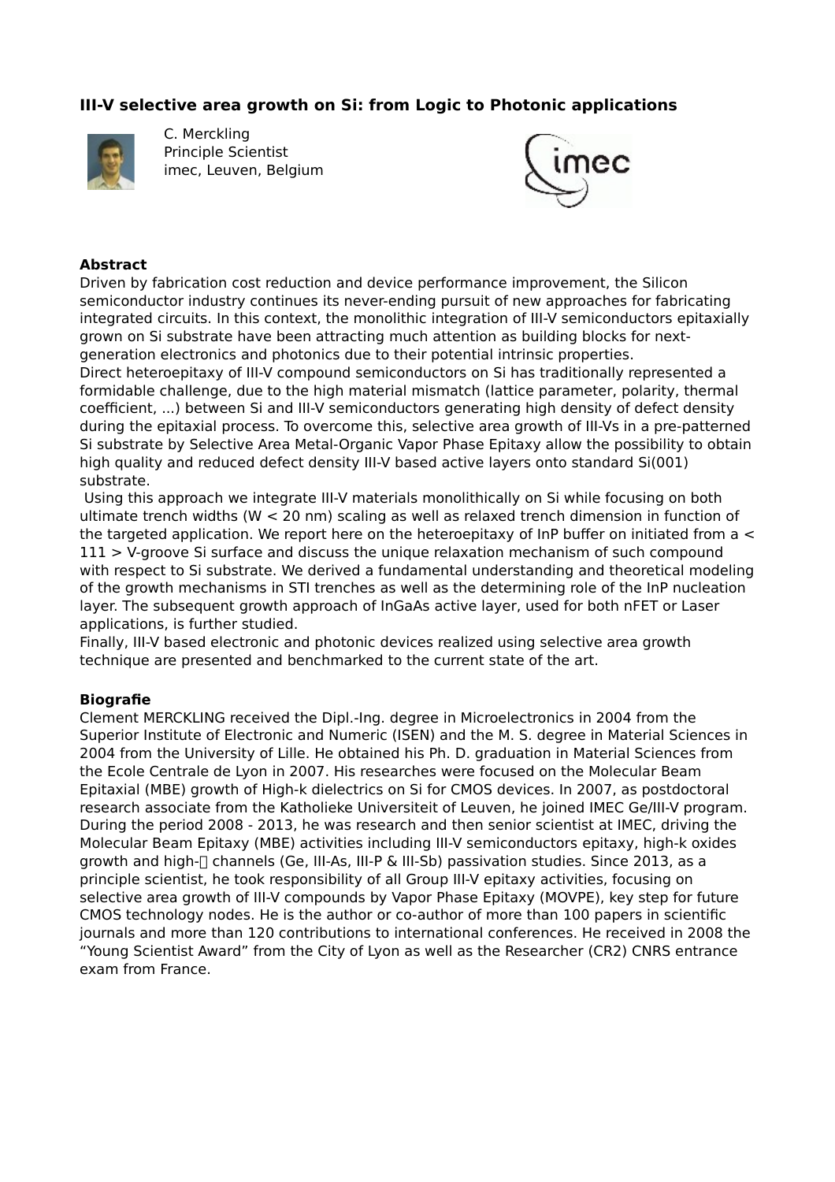## III-V selective area growth on Si: from Logic to Photonic applications

C. Merckling
Principle Scientist
imec, Leuven, Belgium

### Abstract

Driven by fabrication cost reduction and device performance improvement, the Silicon semiconductor industry continues its never-ending pursuit of new approaches for fabricating integrated circuits. In this context, the monolithic integration of III-V semiconductors epitaxially grown on Si substrate have been attracting much attention as building blocks for next-generation electronics and photonics due to their potential intrinsic properties.
Direct heteroepitaxy of III-V compound semiconductors on Si has traditionally represented a formidable challenge, due to the high material mismatch (lattice parameter, polarity, thermal coefficient, ...) between Si and III-V semiconductors generating high density of defect density during the epitaxial process. To overcome this, selective area growth of III-Vs in a pre-patterned Si substrate by Selective Area Metal-Organic Vapor Phase Epitaxy allow the possibility to obtain high quality and reduced defect density III-V based active layers onto standard Si(001) substrate.
Using this approach we integrate III-V materials monolithically on Si while focusing on both ultimate trench widths ($W < 20$ nm) scaling as well as relaxed trench dimension in function of the targeted application. We report here on the heteroepitaxy of InP buffer on initiated from a < 111 > V-groove Si surface and discuss the unique relaxation mechanism of such compound with respect to Si substrate. We derived a fundamental understanding and theoretical modeling of the growth mechanisms in STI trenches as well as the determining role of the InP nucleation layer. The subsequent growth approach of InGaAs active layer, used for both nFET or Laser applications, is further studied.
Finally, III-V based electronic and photonic devices realized using selective area growth technique are presented and benchmarked to the current state of the art.

### Biografie

Clement MERCKLING received the Dipl.-Ing. degree in Microelectronics in 2004 from the Superior Institute of Electronic and Numeric (ISEN) and the M. S. degree in Material Sciences in 2004 from the University of Lille. He obtained his Ph. D. graduation in Material Sciences from the Ecole Centrale de Lyon in 2007. His researches were focused on the Molecular Beam Epitaxial (MBE) growth of High-k dielectrics on Si for CMOS devices. In 2007, as postdoctoral research associate from the Katholieke Universiteit of Leuven, he joined IMEC Ge/III-V program. During the period 2008 - 2013, he was research and then senior scientist at IMEC, driving the Molecular Beam Epitaxy (MBE) activities including III-V semiconductors epitaxy, high-k oxides growth and high-μ channels (Ge, III-As, III-P & III-Sb) passivation studies. Since 2013, as a principle scientist, he took responsibility of all Group III-V epitaxy activities, focusing on selective area growth of III-V compounds by Vapor Phase Epitaxy (MOVPE), key step for future CMOS technology nodes. He is the author or co-author of more than 100 papers in scientific journals and more than 120 contributions to international conferences. He received in 2008 the "Young Scientist Award" from the City of Lyon as well as the Researcher (CR2) CNRS entrance exam from France.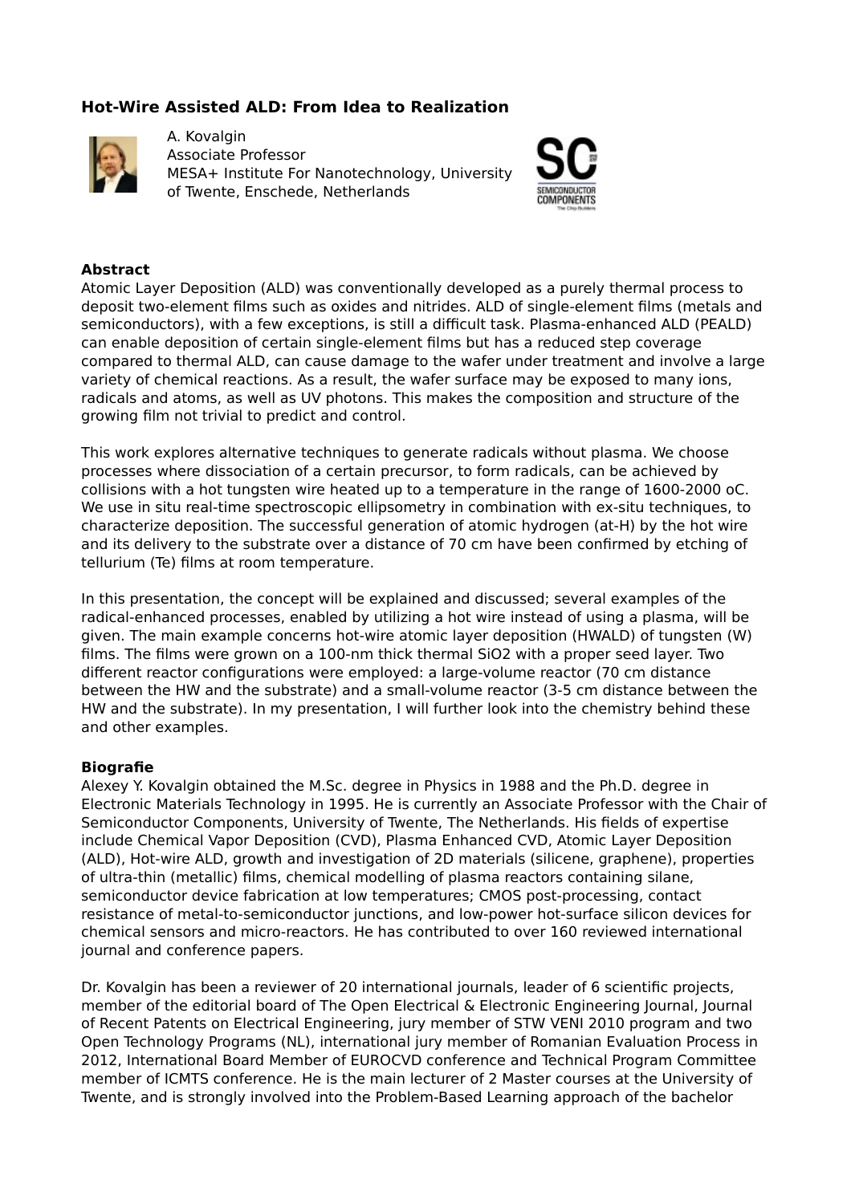## Hot-Wire Assisted ALD: From Idea to Realization

A. Kovalgin
Associate Professor
MESA+ Institute For Nanotechnology, University of Twente, Enschede, Netherlands

### Abstract

Atomic Layer Deposition (ALD) was conventionally developed as a purely thermal process to deposit two-element films such as oxides and nitrides. ALD of single-element films (metals and semiconductors), with a few exceptions, is still a difficult task. Plasma-enhanced ALD (PEALD) can enable deposition of certain single-element films but has a reduced step coverage compared to thermal ALD, can cause damage to the wafer under treatment and involve a large variety of chemical reactions. As a result, the wafer surface may be exposed to many ions, radicals and atoms, as well as UV photons. This makes the composition and structure of the growing film not trivial to predict and control.

This work explores alternative techniques to generate radicals without plasma. We choose processes where dissociation of a certain precursor, to form radicals, can be achieved by collisions with a hot tungsten wire heated up to a temperature in the range of 1600-2000 oC. We use in situ real-time spectroscopic ellipsometry in combination with ex-situ techniques, to characterize deposition. The successful generation of atomic hydrogen (at-H) by the hot wire and its delivery to the substrate over a distance of 70 cm have been confirmed by etching of tellurium (Te) films at room temperature.

In this presentation, the concept will be explained and discussed; several examples of the radical-enhanced processes, enabled by utilizing a hot wire instead of using a plasma, will be given. The main example concerns hot-wire atomic layer deposition (HWALD) of tungsten (W) films. The films were grown on a 100-nm thick thermal $SiO_2$ with a proper seed layer. Two different reactor configurations were employed: a large-volume reactor (70 cm distance between the HW and the substrate) and a small-volume reactor (3-5 cm distance between the HW and the substrate). In my presentation, I will further look into the chemistry behind these and other examples.

### Biografie

Alexey Y. Kovalgin obtained the M.Sc. degree in Physics in 1988 and the Ph.D. degree in Electronic Materials Technology in 1995. He is currently an Associate Professor with the Chair of Semiconductor Components, University of Twente, The Netherlands. His fields of expertise include Chemical Vapor Deposition (CVD), Plasma Enhanced CVD, Atomic Layer Deposition (ALD), Hot-wire ALD, growth and investigation of 2D materials (silicene, graphene), properties of ultra-thin (metallic) films, chemical modelling of plasma reactors containing silane, semiconductor device fabrication at low temperatures; CMOS post-processing, contact resistance of metal-to-semiconductor junctions, and low-power hot-surface silicon devices for chemical sensors and micro-reactors. He has contributed to over 160 reviewed international journal and conference papers.

Dr. Kovalgin has been a reviewer of 20 international journals, leader of 6 scientific projects, member of the editorial board of The Open Electrical & Electronic Engineering Journal, Journal of Recent Patents on Electrical Engineering, jury member of STW VENI 2010 program and two Open Technology Programs (NL), international jury member of Romanian Evaluation Process in 2012, International Board Member of EUROCVD conference and Technical Program Committee member of ICMTS conference. He is the main lecturer of 2 Master courses at the University of Twente, and is strongly involved into the Problem-Based Learning approach of the bachelor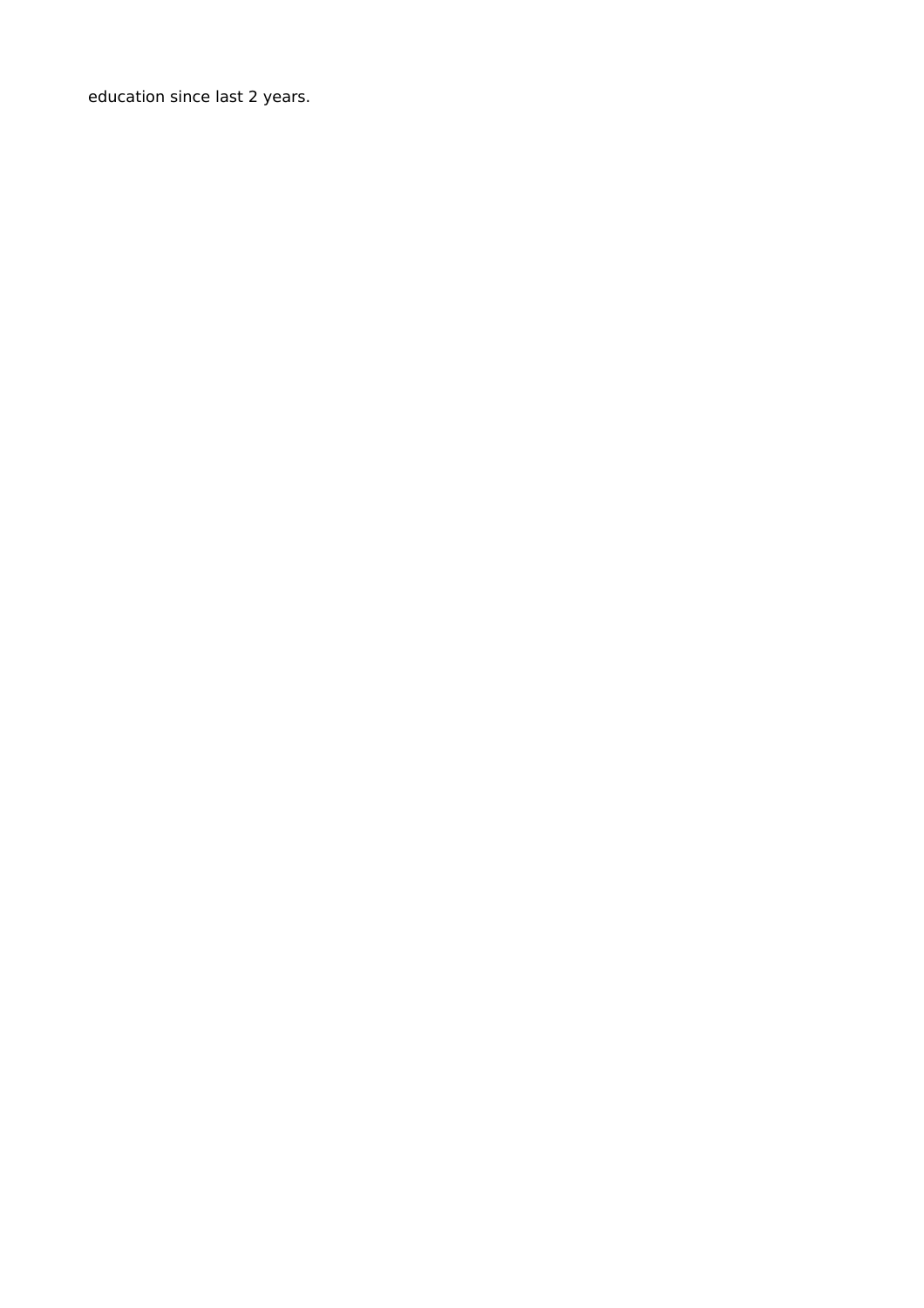education since last 2 years.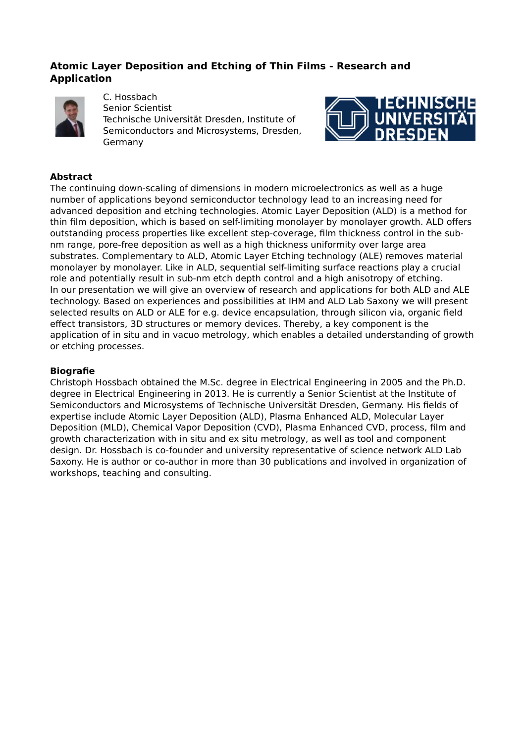## Atomic Layer Deposition and Etching of Thin Films - Research and Application

C. Hossbach
Senior Scientist
Technische Universität Dresden, Institute of Semiconductors and Microsystems, Dresden, Germany

### Abstract

The continuing down-scaling of dimensions in modern microelectronics as well as a huge number of applications beyond semiconductor technology lead to an increasing need for advanced deposition and etching technologies. Atomic Layer Deposition (ALD) is a method for thin film deposition, which is based on self-limiting monolayer by monolayer growth. ALD offers outstanding process properties like excellent step-coverage, film thickness control in the sub-nm range, pore-free deposition as well as a high thickness uniformity over large area substrates. Complementary to ALD, Atomic Layer Etching technology (ALE) removes material monolayer by monolayer. Like in ALD, sequential self-limiting surface reactions play a crucial role and potentially result in sub-nm etch depth control and a high anisotropy of etching.
In our presentation we will give an overview of research and applications for both ALD and ALE technology. Based on experiences and possibilities at IHM and ALD Lab Saxony we will present selected results on ALD or ALE for e.g. device encapsulation, through silicon via, organic field effect transistors, 3D structures or memory devices. Thereby, a key component is the application of in situ and in vacuo metrology, which enables a detailed understanding of growth or etching processes.

### Biografie

Christoph Hossbach obtained the M.Sc. degree in Electrical Engineering in 2005 and the Ph.D. degree in Electrical Engineering in 2013. He is currently a Senior Scientist at the Institute of Semiconductors and Microsystems of Technische Universität Dresden, Germany. His fields of expertise include Atomic Layer Deposition (ALD), Plasma Enhanced ALD, Molecular Layer Deposition (MLD), Chemical Vapor Deposition (CVD), Plasma Enhanced CVD, process, film and growth characterization with in situ and ex situ metrology, as well as tool and component design. Dr. Hossbach is co-founder and university representative of science network ALD Lab Saxony. He is author or co-author in more than 30 publications and involved in organization of workshops, teaching and consulting.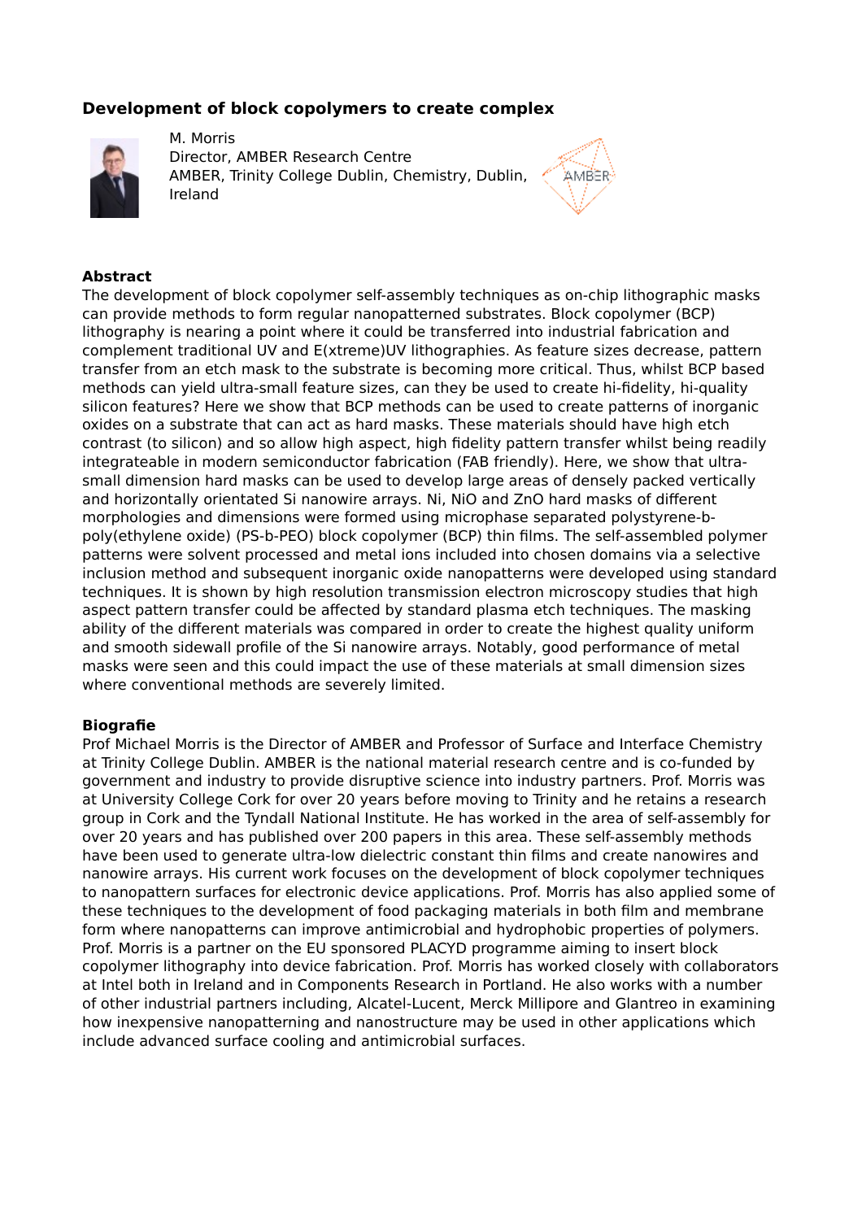### Development of block copolymers to create complex

M. Morris
Director, AMBER Research Centre
AMBER, Trinity College Dublin, Chemistry, Dublin, Ireland

**Abstract**

The development of block copolymer self-assembly techniques as on-chip lithographic masks can provide methods to form regular nanopatterned substrates. Block copolymer (BCP) lithography is nearing a point where it could be transferred into industrial fabrication and complement traditional UV and E(xtreme)UV lithographies. As feature sizes decrease, pattern transfer from an etch mask to the substrate is becoming more critical. Thus, whilst BCP based methods can yield ultra-small feature sizes, can they be used to create hi-fidelity, hi-quality silicon features? Here we show that BCP methods can be used to create patterns of inorganic oxides on a substrate that can act as hard masks. These materials should have high etch contrast (to silicon) and so allow high aspect, high fidelity pattern transfer whilst being readily integrateable in modern semiconductor fabrication (FAB friendly). Here, we show that ultra-small dimension hard masks can be used to develop large areas of densely packed vertically and horizontally orientated Si nanowire arrays. Ni, NiO and ZnO hard masks of different morphologies and dimensions were formed using microphase separated polystyrene-b-poly(ethylene oxide) (PS-b-PEO) block copolymer (BCP) thin films. The self-assembled polymer patterns were solvent processed and metal ions included into chosen domains via a selective inclusion method and subsequent inorganic oxide nanopatterns were developed using standard techniques. It is shown by high resolution transmission electron microscopy studies that high aspect pattern transfer could be affected by standard plasma etch techniques. The masking ability of the different materials was compared in order to create the highest quality uniform and smooth sidewall profile of the Si nanowire arrays. Notably, good performance of metal masks were seen and this could impact the use of these materials at small dimension sizes where conventional methods are severely limited.

**Biografie**

Prof Michael Morris is the Director of AMBER and Professor of Surface and Interface Chemistry at Trinity College Dublin. AMBER is the national material research centre and is co-funded by government and industry to provide disruptive science into industry partners. Prof. Morris was at University College Cork for over 20 years before moving to Trinity and he retains a research group in Cork and the Tyndall National Institute. He has worked in the area of self-assembly for over 20 years and has published over 200 papers in this area. These self-assembly methods have been used to generate ultra-low dielectric constant thin films and create nanowires and nanowire arrays. His current work focuses on the development of block copolymer techniques to nanopattern surfaces for electronic device applications. Prof. Morris has also applied some of these techniques to the development of food packaging materials in both film and membrane form where nanopatterns can improve antimicrobial and hydrophobic properties of polymers. Prof. Morris is a partner on the EU sponsored PLACYD programme aiming to insert block copolymer lithography into device fabrication. Prof. Morris has worked closely with collaborators at Intel both in Ireland and in Components Research in Portland. He also works with a number of other industrial partners including, Alcatel-Lucent, Merck Millipore and Glantreo in examining how inexpensive nanopatterning and nanostructure may be used in other applications which include advanced surface cooling and antimicrobial surfaces.